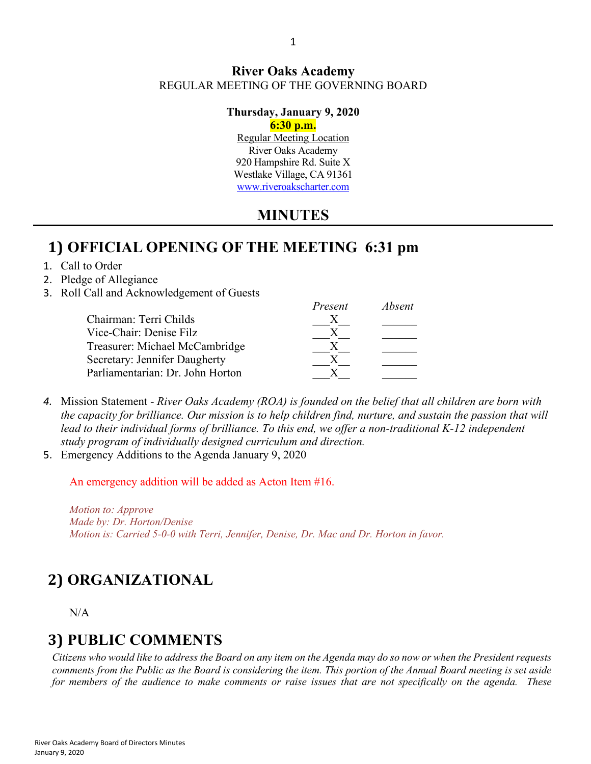**River Oaks Academy**
REGULAR MEETING OF THE GOVERNING BOARD

**Thursday, January 9, 2020**
**6:30 p.m.**
Regular Meeting Location
River Oaks Academy
920 Hampshire Rd. Suite X
Westlake Village, CA 91361
www.riveroakscharter.com

# MINUTES

## 1) OFFICIAL OPENING OF THE MEETING 6:31 pm

1. Call to Order
2. Pledge of Allegiance
3. Roll Call and Acknowledgement of Guests

| | *Present* | *Absent* |
|---|---|---|
| Chairman: Terri Childs | X | |
| Vice-Chair: Denise Filz | X | |
| Treasurer: Michael McCambridge | X | |
| Secretary: Jennifer Daugherty | X | |
| Parliamentarian: Dr. John Horton | X | |

4. Mission Statement - *River Oaks Academy (ROA) is founded on the belief that all children are born with the capacity for brilliance. Our mission is to help children find, nurture, and sustain the passion that will lead to their individual forms of brilliance. To this end, we offer a non-traditional K-12 independent study program of individually designed curriculum and direction.*
5. Emergency Additions to the Agenda January 9, 2020

   An emergency addition will be added as Acton Item #16.

   *Motion to: Approve*
   *Made by: Dr. Horton/Denise*
   *Motion is: Carried 5-0-0 with Terri, Jennifer, Denise, Dr. Mac and Dr. Horton in favor.*

## 2) ORGANIZATIONAL

N/A

## 3) PUBLIC COMMENTS

*Citizens who would like to address the Board on any item on the Agenda may do so now or when the President requests comments from the Public as the Board is considering the item. This portion of the Annual Board meeting is set aside for members of the audience to make comments or raise issues that are not specifically on the agenda. These*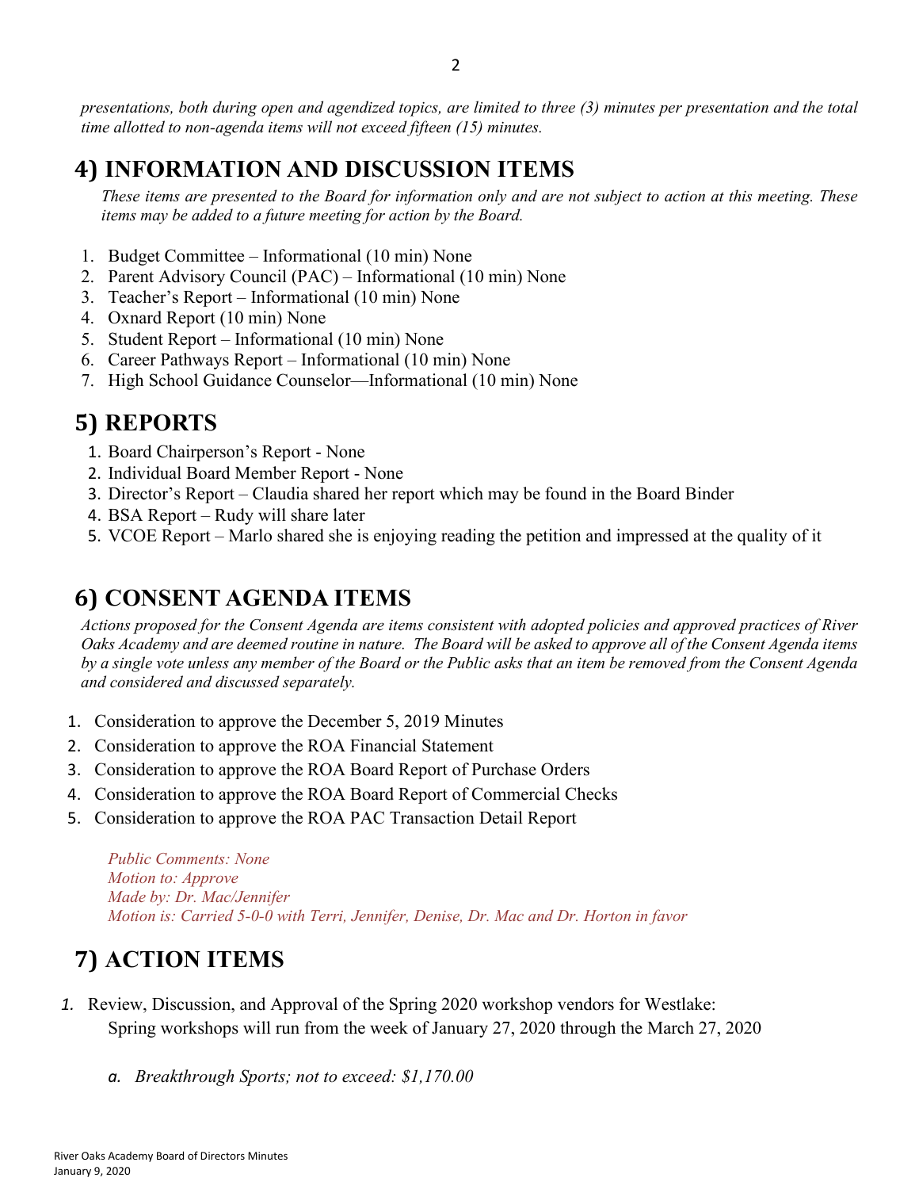*presentations, both during open and agendized topics, are limited to three (3) minutes per presentation and the total time allotted to non-agenda items will not exceed fifteen (15) minutes.*

## 4) INFORMATION AND DISCUSSION ITEMS

*These items are presented to the Board for information only and are not subject to action at this meeting. These items may be added to a future meeting for action by the Board.*

1. Budget Committee – Informational (10 min) None
2. Parent Advisory Council (PAC) – Informational (10 min) None
3. Teacher's Report – Informational (10 min) None
4. Oxnard Report (10 min) None
5. Student Report – Informational (10 min) None
6. Career Pathways Report – Informational (10 min) None
7. High School Guidance Counselor—Informational (10 min) None

## 5) REPORTS

1. Board Chairperson's Report - None
2. Individual Board Member Report - None
3. Director's Report – Claudia shared her report which may be found in the Board Binder
4. BSA Report – Rudy will share later
5. VCOE Report – Marlo shared she is enjoying reading the petition and impressed at the quality of it

## 6) CONSENT AGENDA ITEMS

*Actions proposed for the Consent Agenda are items consistent with adopted policies and approved practices of River Oaks Academy and are deemed routine in nature. The Board will be asked to approve all of the Consent Agenda items by a single vote unless any member of the Board or the Public asks that an item be removed from the Consent Agenda and considered and discussed separately.*

1. Consideration to approve the December 5, 2019 Minutes
2. Consideration to approve the ROA Financial Statement
3. Consideration to approve the ROA Board Report of Purchase Orders
4. Consideration to approve the ROA Board Report of Commercial Checks
5. Consideration to approve the ROA PAC Transaction Detail Report

*Public Comments: None*
*Motion to: Approve*
*Made by: Dr. Mac/Jennifer*
*Motion is: Carried 5-0-0 with Terri, Jennifer, Denise, Dr. Mac and Dr. Horton in favor*

## 7) ACTION ITEMS

1. Review, Discussion, and Approval of the Spring 2020 workshop vendors for Westlake:
   Spring workshops will run from the week of January 27, 2020 through the March 27, 2020

   a. *Breakthrough Sports; not to exceed: $1,170.00*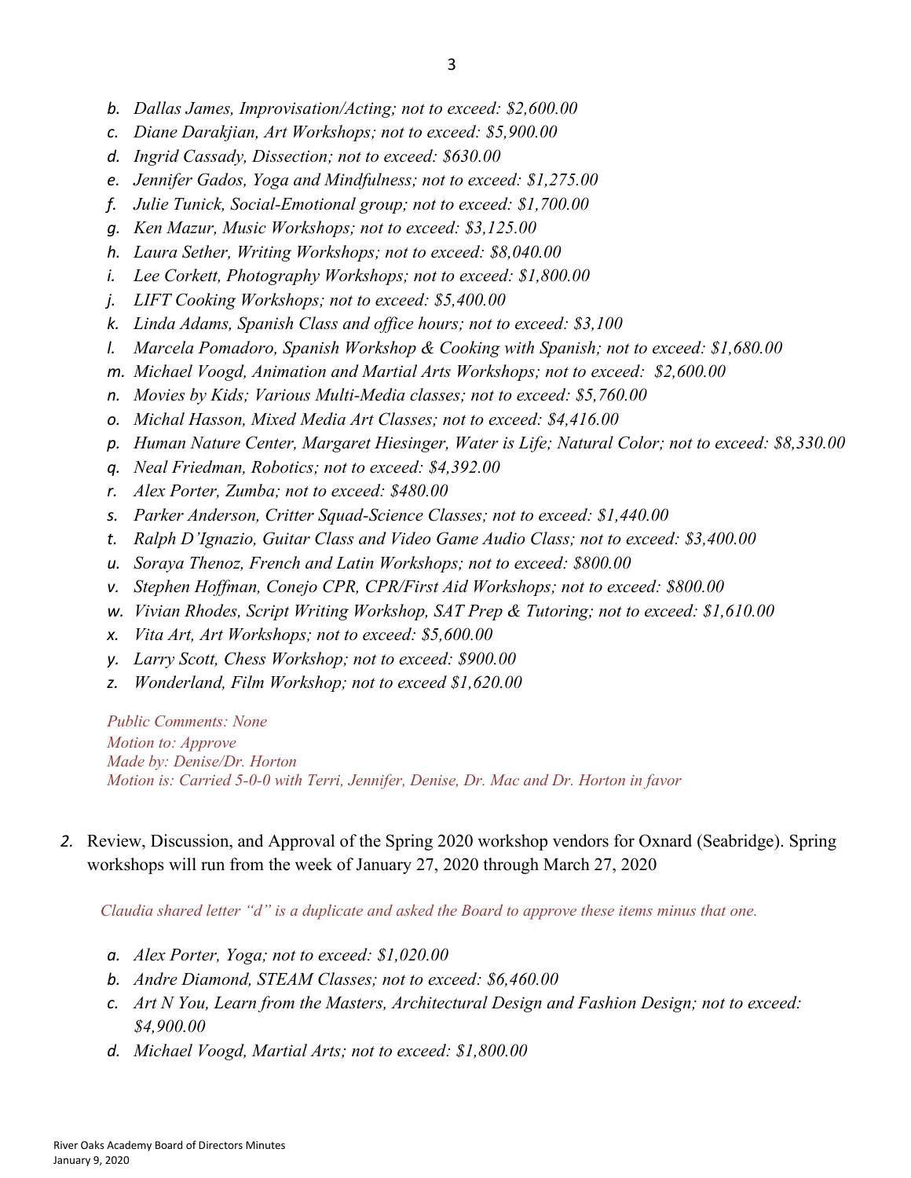- b. *Dallas James, Improvisation/Acting; not to exceed: $2,600.00*
- c. *Diane Darakjian, Art Workshops; not to exceed: $5,900.00*
- d. *Ingrid Cassady, Dissection; not to exceed: $630.00*
- e. *Jennifer Gados, Yoga and Mindfulness; not to exceed: $1,275.00*
- f. *Julie Tunick, Social-Emotional group; not to exceed: $1,700.00*
- g. *Ken Mazur, Music Workshops; not to exceed: $3,125.00*
- h. *Laura Sether, Writing Workshops; not to exceed: $8,040.00*
- i. *Lee Corkett, Photography Workshops; not to exceed: $1,800.00*
- j. *LIFT Cooking Workshops; not to exceed: $5,400.00*
- k. *Linda Adams, Spanish Class and office hours; not to exceed: $3,100*
- l. *Marcela Pomadoro, Spanish Workshop & Cooking with Spanish; not to exceed: $1,680.00*
- m. *Michael Voogd, Animation and Martial Arts Workshops; not to exceed: $2,600.00*
- n. *Movies by Kids; Various Multi-Media classes; not to exceed: $5,760.00*
- o. *Michal Hasson, Mixed Media Art Classes; not to exceed: $4,416.00*
- p. *Human Nature Center, Margaret Hiesinger, Water is Life; Natural Color; not to exceed: $8,330.00*
- q. *Neal Friedman, Robotics; not to exceed: $4,392.00*
- r. *Alex Porter, Zumba; not to exceed: $480.00*
- s. *Parker Anderson, Critter Squad-Science Classes; not to exceed: $1,440.00*
- t. *Ralph D'Ignazio, Guitar Class and Video Game Audio Class; not to exceed: $3,400.00*
- u. *Soraya Thenoz, French and Latin Workshops; not to exceed: $800.00*
- v. *Stephen Hoffman, Conejo CPR, CPR/First Aid Workshops; not to exceed: $800.00*
- w. *Vivian Rhodes, Script Writing Workshop, SAT Prep & Tutoring; not to exceed: $1,610.00*
- x. *Vita Art, Art Workshops; not to exceed: $5,600.00*
- y. *Larry Scott, Chess Workshop; not to exceed: $900.00*
- z. *Wonderland, Film Workshop; not to exceed $1,620.00*

*Public Comments: None*
*Motion to: Approve*
*Made by: Denise/Dr. Horton*
*Motion is: Carried 5-0-0 with Terri, Jennifer, Denise, Dr. Mac and Dr. Horton in favor*

2. Review, Discussion, and Approval of the Spring 2020 workshop vendors for Oxnard (Seabridge). Spring workshops will run from the week of January 27, 2020 through March 27, 2020

*Claudia shared letter "d" is a duplicate and asked the Board to approve these items minus that one.*

- a. *Alex Porter, Yoga; not to exceed: $1,020.00*
- b. *Andre Diamond, STEAM Classes; not to exceed: $6,460.00*
- c. *Art N You, Learn from the Masters, Architectural Design and Fashion Design; not to exceed: $4,900.00*
- d. *Michael Voogd, Martial Arts; not to exceed: $1,800.00*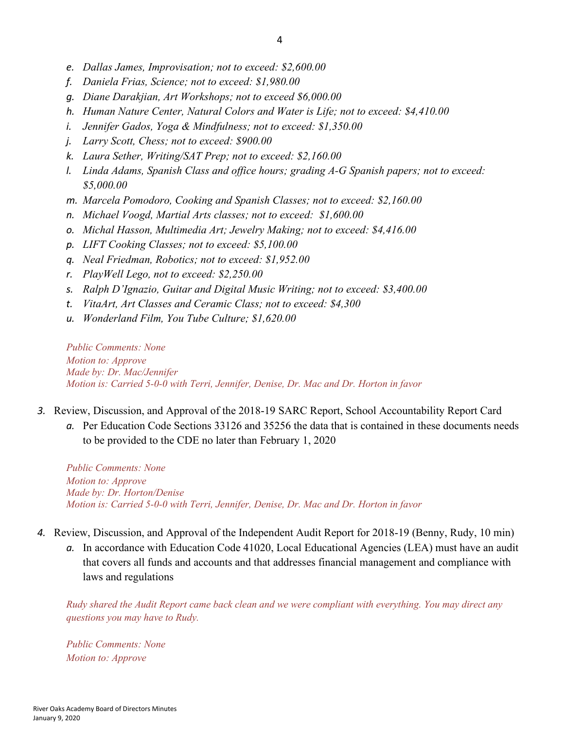e. *Dallas James, Improvisation; not to exceed: $2,600.00*
f. *Daniela Frias, Science; not to exceed: $1,980.00*
g. *Diane Darakjian, Art Workshops; not to exceed $6,000.00*
h. *Human Nature Center, Natural Colors and Water is Life; not to exceed: $4,410.00*
i. *Jennifer Gados, Yoga & Mindfulness; not to exceed: $1,350.00*
j. *Larry Scott, Chess; not to exceed: $900.00*
k. *Laura Sether, Writing/SAT Prep; not to exceed: $2,160.00*
l. *Linda Adams, Spanish Class and office hours; grading A-G Spanish papers; not to exceed: $5,000.00*
m. *Marcela Pomodoro, Cooking and Spanish Classes; not to exceed: $2,160.00*
n. *Michael Voogd, Martial Arts classes; not to exceed: $1,600.00*
o. *Michal Hasson, Multimedia Art; Jewelry Making; not to exceed: $4,416.00*
p. *LIFT Cooking Classes; not to exceed: $5,100.00*
q. *Neal Friedman, Robotics; not to exceed: $1,952.00*
r. *PlayWell Lego, not to exceed: $2,250.00*
s. *Ralph D'Ignazio, Guitar and Digital Music Writing; not to exceed: $3,400.00*
t. *VitaArt, Art Classes and Ceramic Class; not to exceed: $4,300*
u. *Wonderland Film, You Tube Culture; $1,620.00*

*Public Comments: None*
*Motion to: Approve*
*Made by: Dr. Mac/Jennifer*
*Motion is: Carried 5-0-0 with Terri, Jennifer, Denise, Dr. Mac and Dr. Horton in favor*

3. Review, Discussion, and Approval of the 2018-19 SARC Report, School Accountability Report Card
   a. Per Education Code Sections 33126 and 35256 the data that is contained in these documents needs to be provided to the CDE no later than February 1, 2020

*Public Comments: None*
*Motion to: Approve*
*Made by: Dr. Horton/Denise*
*Motion is: Carried 5-0-0 with Terri, Jennifer, Denise, Dr. Mac and Dr. Horton in favor*

4. Review, Discussion, and Approval of the Independent Audit Report for 2018-19 (Benny, Rudy, 10 min)
   a. In accordance with Education Code 41020, Local Educational Agencies (LEA) must have an audit that covers all funds and accounts and that addresses financial management and compliance with laws and regulations

*Rudy shared the Audit Report came back clean and we were compliant with everything. You may direct any questions you may have to Rudy.*

*Public Comments: None*
*Motion to: Approve*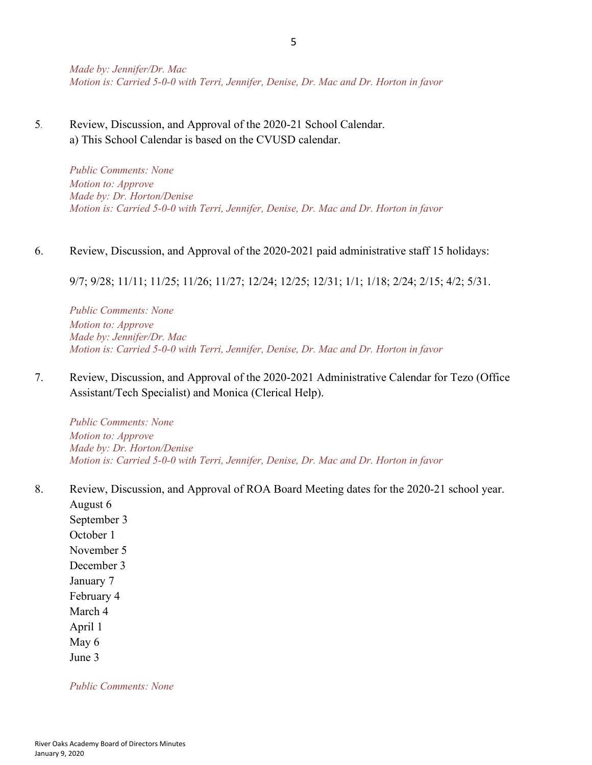*Made by: Jennifer/Dr. Mac*
*Motion is: Carried 5-0-0 with Terri, Jennifer, Denise, Dr. Mac and Dr. Horton in favor*

5. Review, Discussion, and Approval of the 2020-21 School Calendar.
   a) This School Calendar is based on the CVUSD calendar.

   *Public Comments: None*
   *Motion to: Approve*
   *Made by: Dr. Horton/Denise*
   *Motion is: Carried 5-0-0 with Terri, Jennifer, Denise, Dr. Mac and Dr. Horton in favor*

6. Review, Discussion, and Approval of the 2020-2021 paid administrative staff 15 holidays:

   9/7; 9/28; 11/11; 11/25; 11/26; 11/27; 12/24; 12/25; 12/31; 1/1; 1/18; 2/24; 2/15; 4/2; 5/31.

   *Public Comments: None*
   *Motion to: Approve*
   *Made by: Jennifer/Dr. Mac*
   *Motion is: Carried 5-0-0 with Terri, Jennifer, Denise, Dr. Mac and Dr. Horton in favor*

7. Review, Discussion, and Approval of the 2020-2021 Administrative Calendar for Tezo (Office Assistant/Tech Specialist) and Monica (Clerical Help).

   *Public Comments: None*
   *Motion to: Approve*
   *Made by: Dr. Horton/Denise*
   *Motion is: Carried 5-0-0 with Terri, Jennifer, Denise, Dr. Mac and Dr. Horton in favor*

8. Review, Discussion, and Approval of ROA Board Meeting dates for the 2020-21 school year.
   August 6
   September 3
   October 1
   November 5
   December 3
   January 7
   February 4
   March 4
   April 1
   May 6
   June 3

   *Public Comments: None*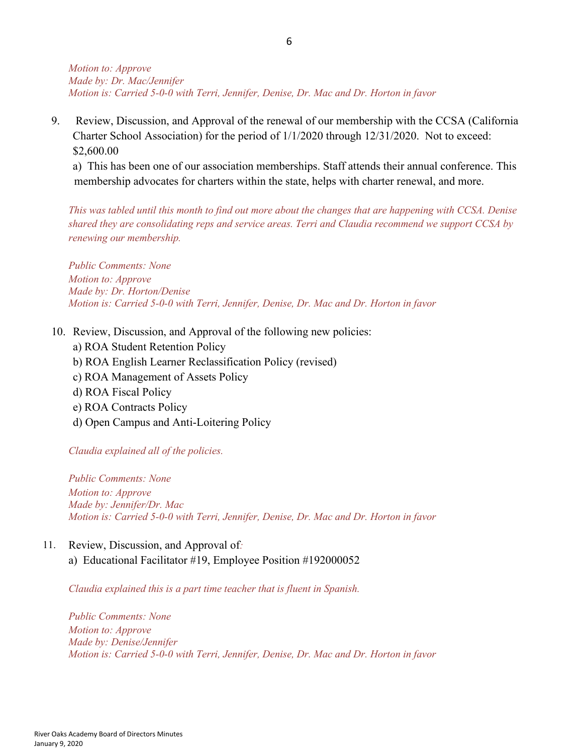*Motion to: Approve*
*Made by: Dr. Mac/Jennifer*
*Motion is: Carried 5-0-0 with Terri, Jennifer, Denise, Dr. Mac and Dr. Horton in favor*

9. Review, Discussion, and Approval of the renewal of our membership with the CCSA (California Charter School Association) for the period of 1/1/2020 through 12/31/2020. Not to exceed: $2,600.00

   a) This has been one of our association memberships. Staff attends their annual conference. This membership advocates for charters within the state, helps with charter renewal, and more.

   *This was tabled until this month to find out more about the changes that are happening with CCSA. Denise shared they are consolidating reps and service areas. Terri and Claudia recommend we support CCSA by renewing our membership.*

   *Public Comments: None*
   *Motion to: Approve*
   *Made by: Dr. Horton/Denise*
   *Motion is: Carried 5-0-0 with Terri, Jennifer, Denise, Dr. Mac and Dr. Horton in favor*

10. Review, Discussion, and Approval of the following new policies:
    a) ROA Student Retention Policy
    b) ROA English Learner Reclassification Policy (revised)
    c) ROA Management of Assets Policy
    d) ROA Fiscal Policy
    e) ROA Contracts Policy
    d) Open Campus and Anti-Loitering Policy

    *Claudia explained all of the policies.*

    *Public Comments: None*
    *Motion to: Approve*
    *Made by: Jennifer/Dr. Mac*
    *Motion is: Carried 5-0-0 with Terri, Jennifer, Denise, Dr. Mac and Dr. Horton in favor*

11. Review, Discussion, and Approval of:
    a) Educational Facilitator #19, Employee Position #192000052

    *Claudia explained this is a part time teacher that is fluent in Spanish.*

    *Public Comments: None*
    *Motion to: Approve*
    *Made by: Denise/Jennifer*
    *Motion is: Carried 5-0-0 with Terri, Jennifer, Denise, Dr. Mac and Dr. Horton in favor*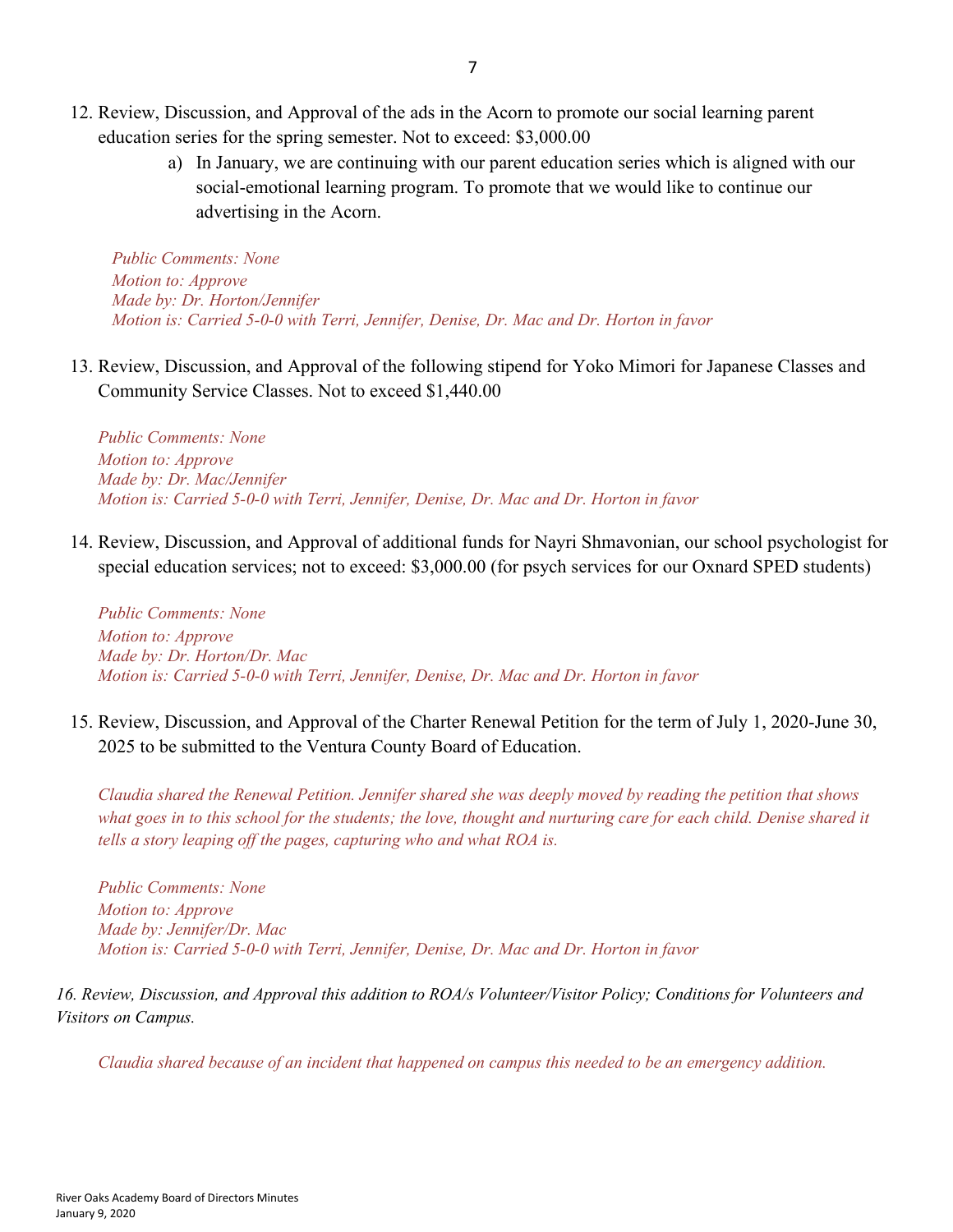12. Review, Discussion, and Approval of the ads in the Acorn to promote our social learning parent education series for the spring semester. Not to exceed: $3,000.00
    a) In January, we are continuing with our parent education series which is aligned with our social-emotional learning program. To promote that we would like to continue our advertising in the Acorn.

*Public Comments: None*
*Motion to: Approve*
*Made by: Dr. Horton/Jennifer*
*Motion is: Carried 5-0-0 with Terri, Jennifer, Denise, Dr. Mac and Dr. Horton in favor*

13. Review, Discussion, and Approval of the following stipend for Yoko Mimori for Japanese Classes and Community Service Classes. Not to exceed $1,440.00

*Public Comments: None*
*Motion to: Approve*
*Made by: Dr. Mac/Jennifer*
*Motion is: Carried 5-0-0 with Terri, Jennifer, Denise, Dr. Mac and Dr. Horton in favor*

14. Review, Discussion, and Approval of additional funds for Nayri Shmavonian, our school psychologist for special education services; not to exceed: $3,000.00 (for psych services for our Oxnard SPED students)

*Public Comments: None*
*Motion to: Approve*
*Made by: Dr. Horton/Dr. Mac*
*Motion is: Carried 5-0-0 with Terri, Jennifer, Denise, Dr. Mac and Dr. Horton in favor*

15. Review, Discussion, and Approval of the Charter Renewal Petition for the term of July 1, 2020-June 30, 2025 to be submitted to the Ventura County Board of Education.

*Claudia shared the Renewal Petition. Jennifer shared she was deeply moved by reading the petition that shows what goes in to this school for the students; the love, thought and nurturing care for each child. Denise shared it tells a story leaping off the pages, capturing who and what ROA is.*

*Public Comments: None*
*Motion to: Approve*
*Made by: Jennifer/Dr. Mac*
*Motion is: Carried 5-0-0 with Terri, Jennifer, Denise, Dr. Mac and Dr. Horton in favor*

*16. Review, Discussion, and Approval this addition to ROA/s Volunteer/Visitor Policy; Conditions for Volunteers and Visitors on Campus.*

*Claudia shared because of an incident that happened on campus this needed to be an emergency addition.*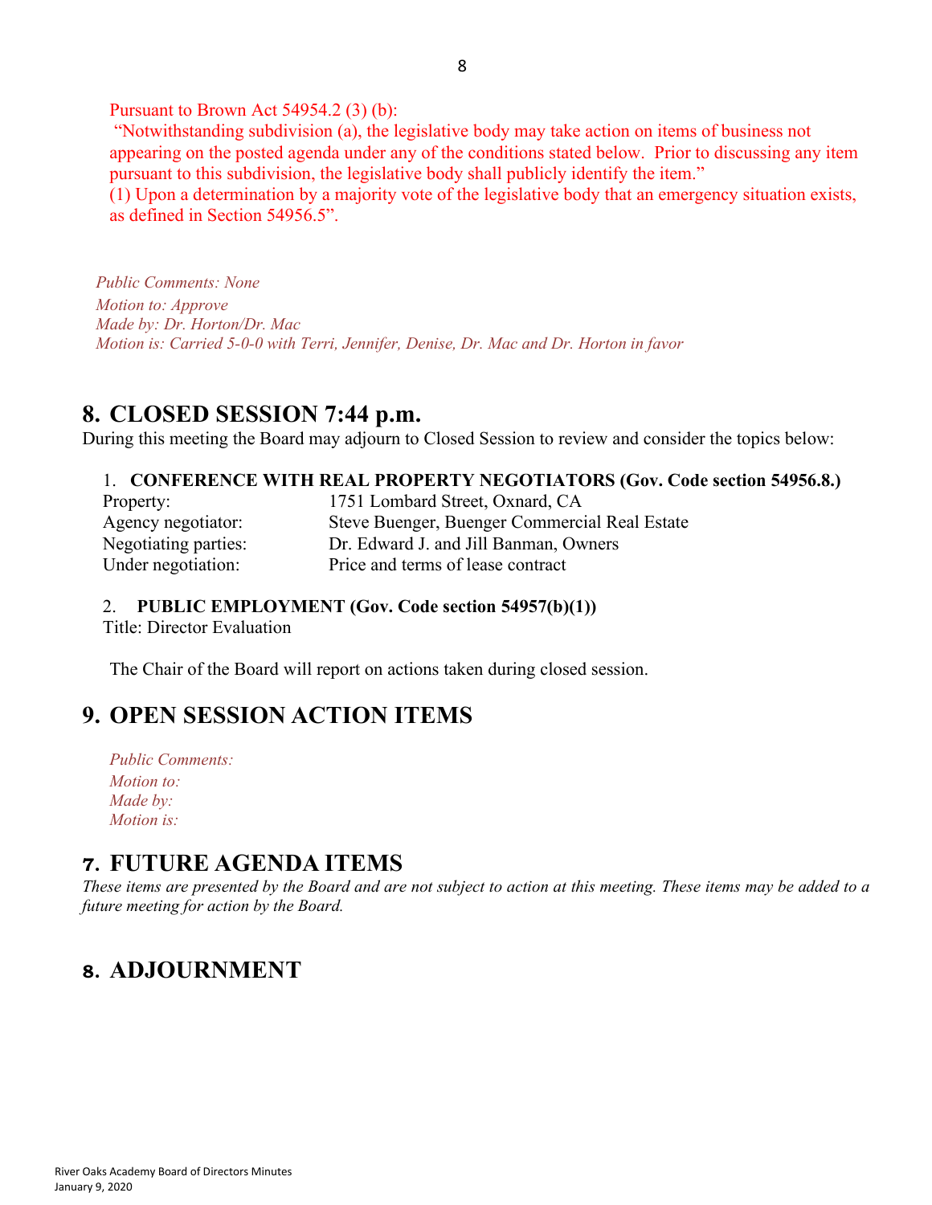Pursuant to Brown Act 54954.2 (3) (b):
"Notwithstanding subdivision (a), the legislative body may take action on items of business not appearing on the posted agenda under any of the conditions stated below. Prior to discussing any item pursuant to this subdivision, the legislative body shall publicly identify the item."
(1) Upon a determination by a majority vote of the legislative body that an emergency situation exists, as defined in Section 54956.5".

*Public Comments: None*
*Motion to: Approve*
*Made by: Dr. Horton/Dr. Mac*
*Motion is: Carried 5-0-0 with Terri, Jennifer, Denise, Dr. Mac and Dr. Horton in favor*

# 8. CLOSED SESSION 7:44 p.m.

During this meeting the Board may adjourn to Closed Session to review and consider the topics below:

1. **CONFERENCE WITH REAL PROPERTY NEGOTIATORS (Gov. Code section 54956.8.)**

| | |
|---|---|
| Property: | 1751 Lombard Street, Oxnard, CA |
| Agency negotiator: | Steve Buenger, Buenger Commercial Real Estate |
| Negotiating parties: | Dr. Edward J. and Jill Banman, Owners |
| Under negotiation: | Price and terms of lease contract |

2. **PUBLIC EMPLOYMENT (Gov. Code section 54957(b)(1))**
Title: Director Evaluation

The Chair of the Board will report on actions taken during closed session.

# 9. OPEN SESSION ACTION ITEMS

*Public Comments:*
*Motion to:*
*Made by:*
*Motion is:*

# 7. FUTURE AGENDA ITEMS

*These items are presented by the Board and are not subject to action at this meeting. These items may be added to a future meeting for action by the Board.*

# 8. ADJOURNMENT